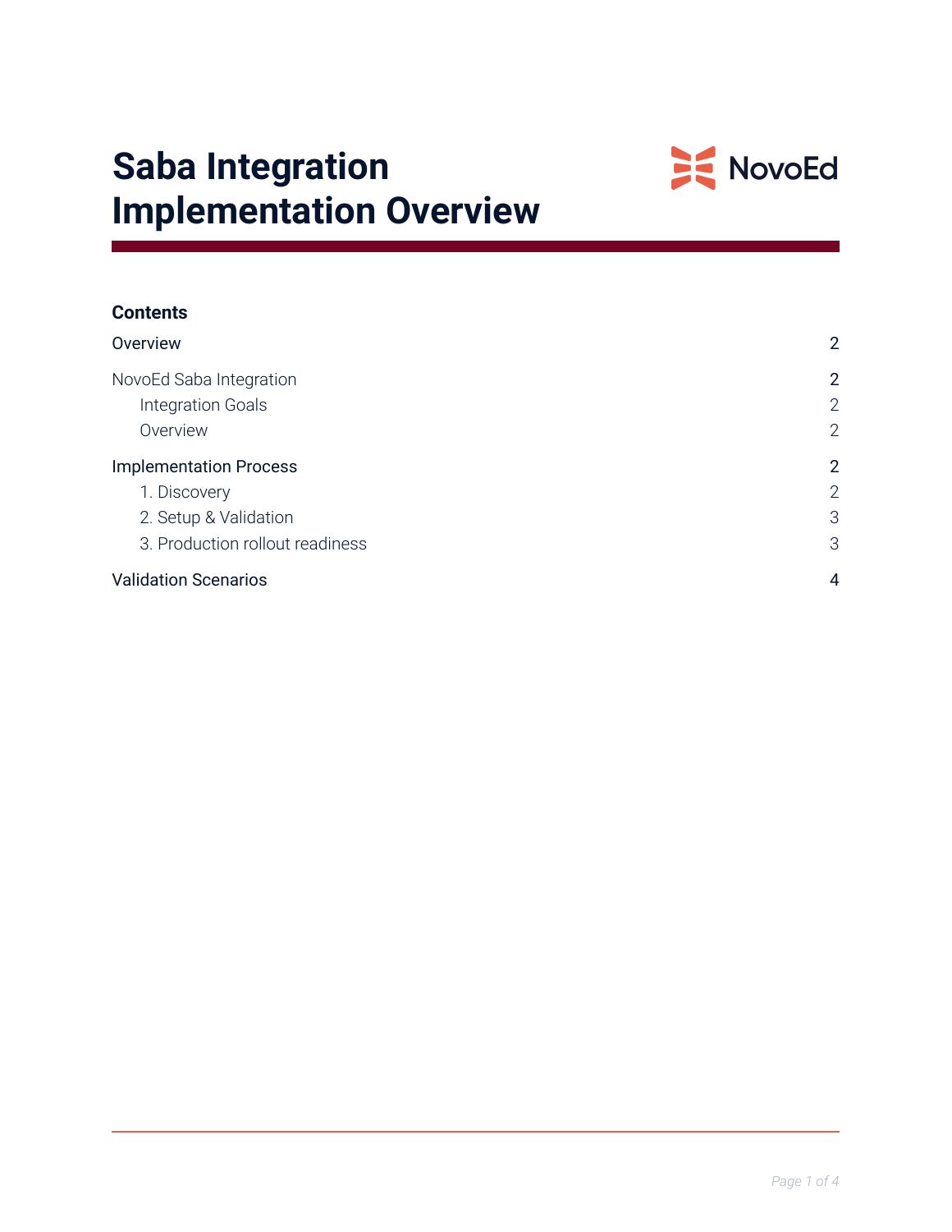# Saba Integration Implementation Overview

NovoEd

**Contents**

| | |
|---|---|
| Overview | 2 |
| NovoEd Saba Integration | 2 |
| Integration Goals | 2 |
| Overview | 2 |
| Implementation Process | 2 |
| 1. Discovery | 2 |
| 2. Setup & Validation | 3 |
| 3. Production rollout readiness | 3 |
| Validation Scenarios | 4 |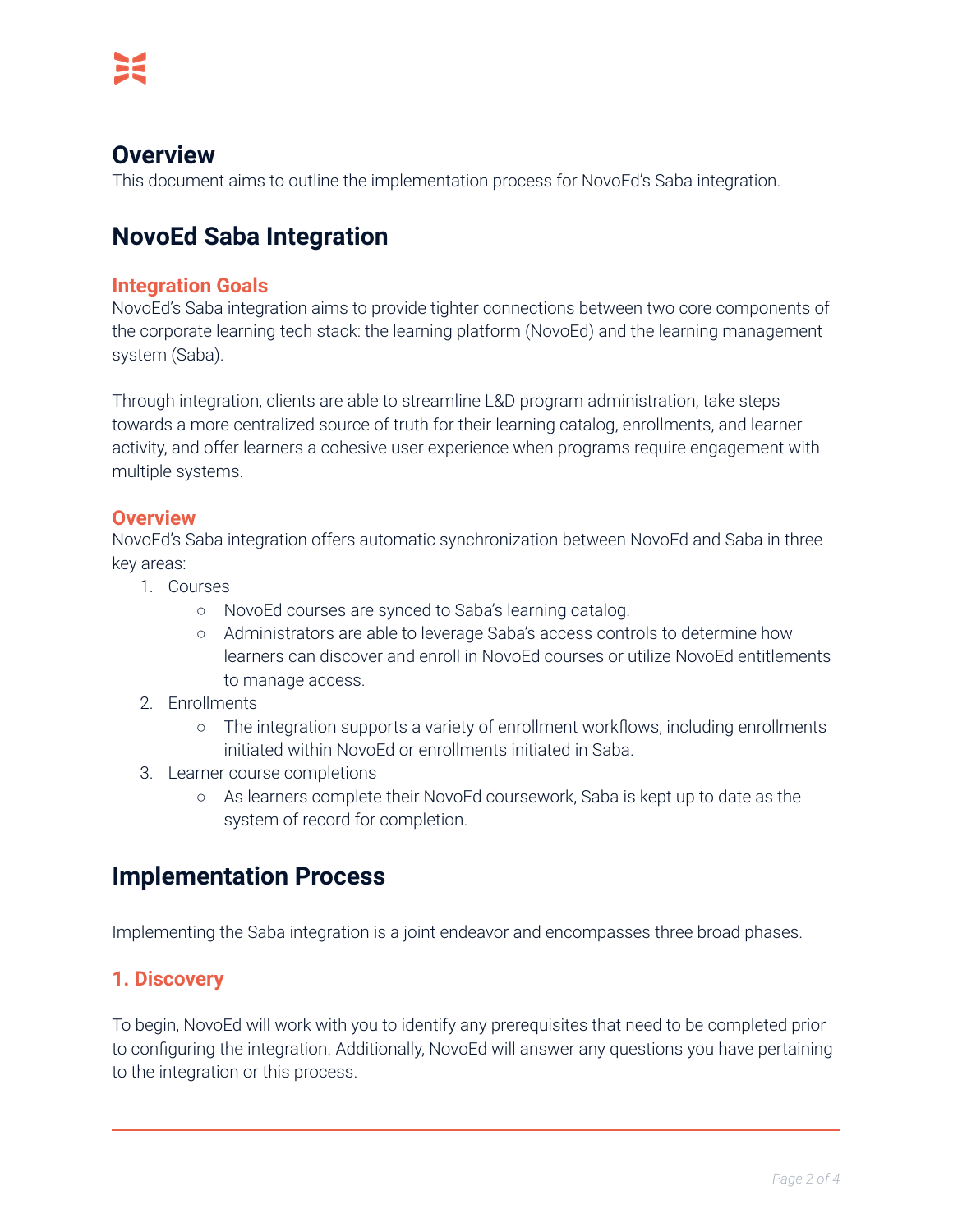# Overview

This document aims to outline the implementation process for NovoEd's Saba integration.

# NovoEd Saba Integration

## Integration Goals

NovoEd's Saba integration aims to provide tighter connections between two core components of the corporate learning tech stack: the learning platform (NovoEd) and the learning management system (Saba).

Through integration, clients are able to streamline L&D program administration, take steps towards a more centralized source of truth for their learning catalog, enrollments, and learner activity, and offer learners a cohesive user experience when programs require engagement with multiple systems.

## Overview

NovoEd's Saba integration offers automatic synchronization between NovoEd and Saba in three key areas:

1. Courses
    - NovoEd courses are synced to Saba's learning catalog.
    - Administrators are able to leverage Saba's access controls to determine how learners can discover and enroll in NovoEd courses or utilize NovoEd entitlements to manage access.
2. Enrollments
    - The integration supports a variety of enrollment workflows, including enrollments initiated within NovoEd or enrollments initiated in Saba.
3. Learner course completions
    - As learners complete their NovoEd coursework, Saba is kept up to date as the system of record for completion.

# Implementation Process

Implementing the Saba integration is a joint endeavor and encompasses three broad phases.

## 1. Discovery

To begin, NovoEd will work with you to identify any prerequisites that need to be completed prior to configuring the integration. Additionally, NovoEd will answer any questions you have pertaining to the integration or this process.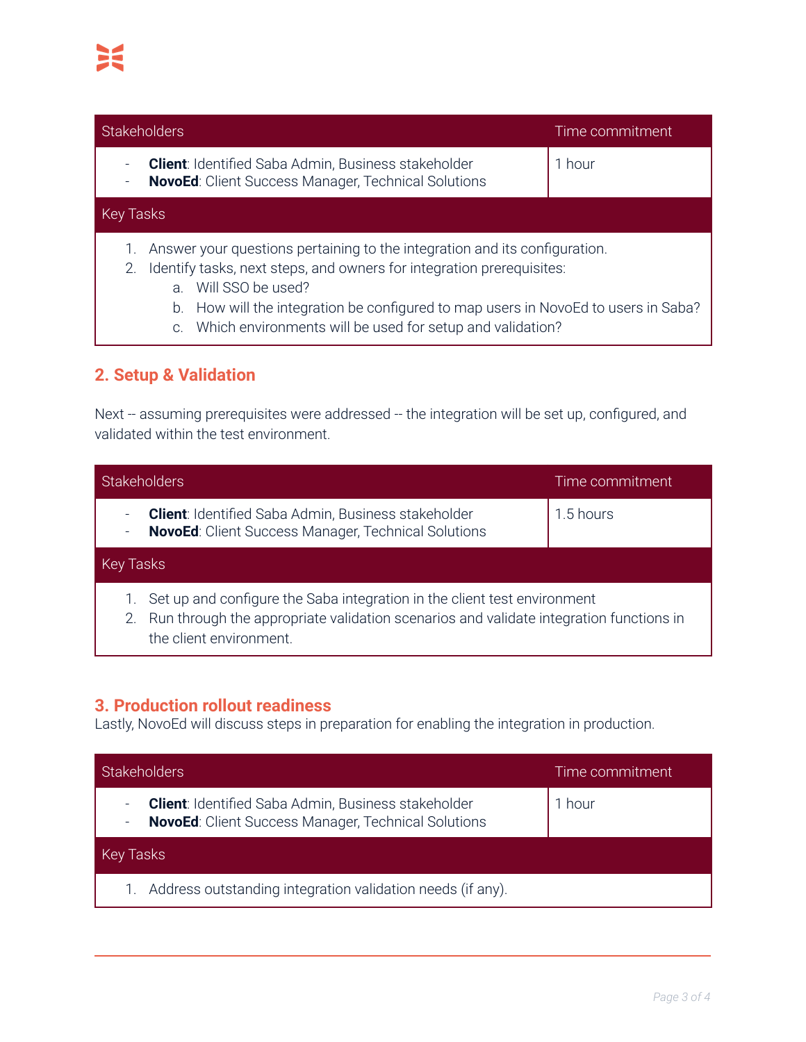| Stakeholders | Time commitment |
|---|---|
| - **Client**: Identified Saba Admin, Business stakeholder<br>- **NovoEd**: Client Success Manager, Technical Solutions | 1 hour |
| Key Tasks | |
| 1. Answer your questions pertaining to the integration and its configuration.<br>2. Identify tasks, next steps, and owners for integration prerequisites:<br>a. Will SSO be used?<br>b. How will the integration be configured to map users in NovoEd to users in Saba?<br>c. Which environments will be used for setup and validation? | |

## 2. Setup & Validation

Next -- assuming prerequisites were addressed -- the integration will be set up, configured, and validated within the test environment.

| Stakeholders | Time commitment |
|---|---|
| - **Client**: Identified Saba Admin, Business stakeholder<br>- **NovoEd**: Client Success Manager, Technical Solutions | 1.5 hours |
| Key Tasks | |
| 1. Set up and configure the Saba integration in the client test environment<br>2. Run through the appropriate validation scenarios and validate integration functions in the client environment. | |

## 3. Production rollout readiness

Lastly, NovoEd will discuss steps in preparation for enabling the integration in production.

| Stakeholders | Time commitment |
|---|---|
| - **Client**: Identified Saba Admin, Business stakeholder<br>- **NovoEd**: Client Success Manager, Technical Solutions | 1 hour |
| Key Tasks | |
| 1. Address outstanding integration validation needs (if any). | |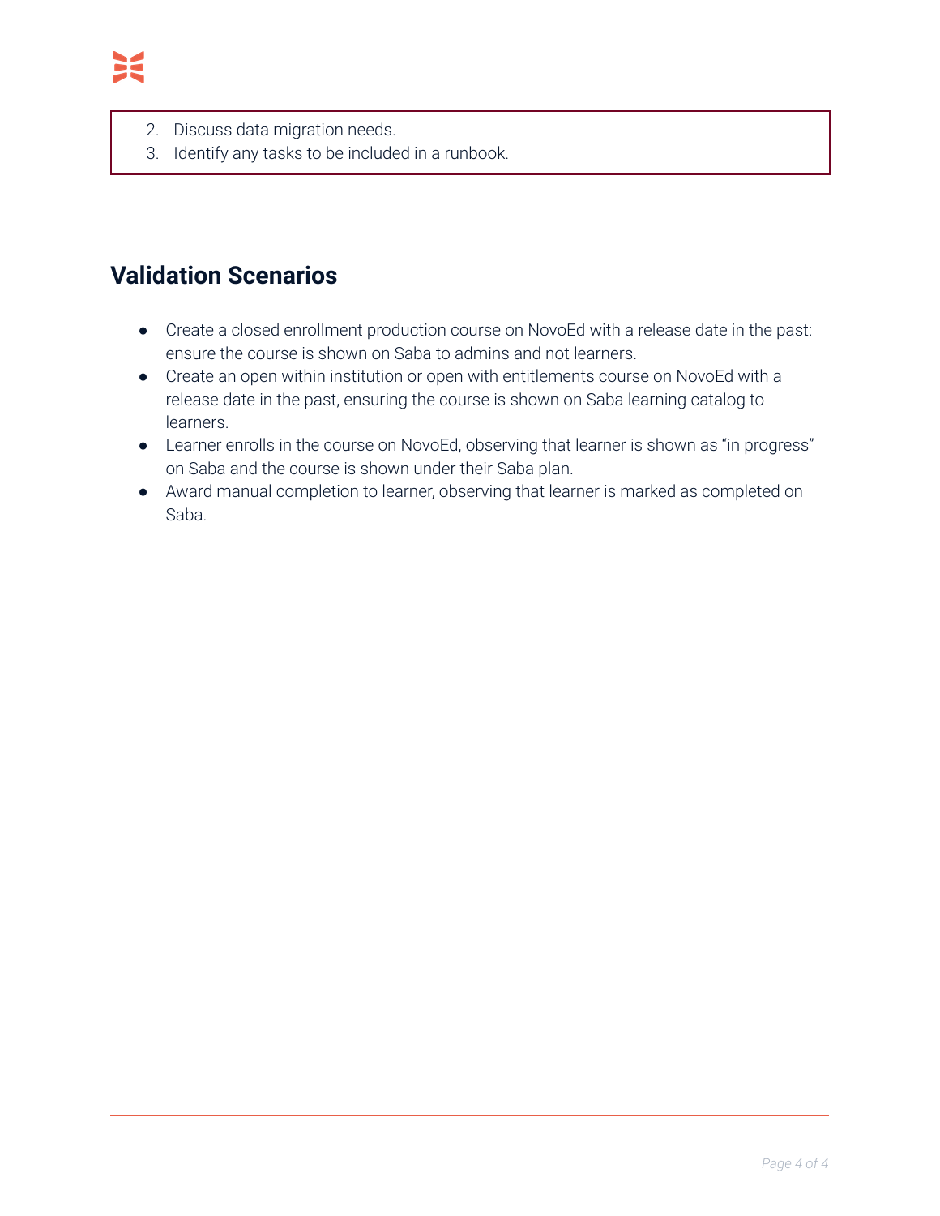2. Discuss data migration needs.
3. Identify any tasks to be included in a runbook.

## Validation Scenarios

- Create a closed enrollment production course on NovoEd with a release date in the past: ensure the course is shown on Saba to admins and not learners.
- Create an open within institution or open with entitlements course on NovoEd with a release date in the past, ensuring the course is shown on Saba learning catalog to learners.
- Learner enrolls in the course on NovoEd, observing that learner is shown as "in progress" on Saba and the course is shown under their Saba plan.
- Award manual completion to learner, observing that learner is marked as completed on Saba.